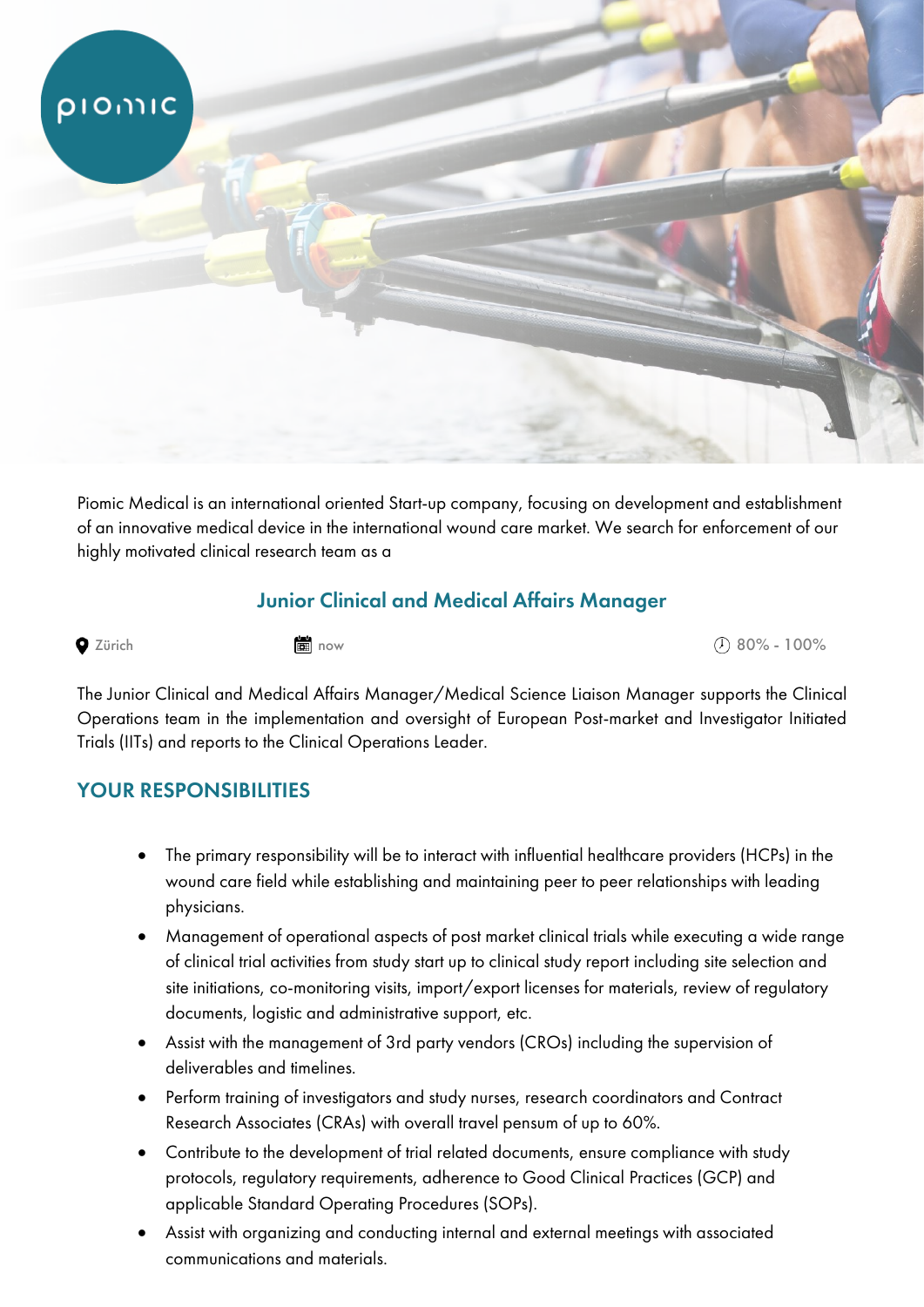Piomic Medical is an international oriented Start-up company, focusing on development and establishment of an innovative medical device in the international wound care market. We search for enforcement of our highly motivated clinical research team as a

## Junior Clinical and Medical Affairs Manager

Zürich | now | 80% - 100%

The Junior Clinical and Medical Affairs Manager/Medical Science Liaison Manager supports the Clinical Operations team in the implementation and oversight of European Post-market and Investigator Initiated Trials (IITs) and reports to the Clinical Operations Leader.

## YOUR RESPONSIBILITIES

- The primary responsibility will be to interact with influential healthcare providers (HCPs) in the wound care field while establishing and maintaining peer to peer relationships with leading physicians.
- Management of operational aspects of post market clinical trials while executing a wide range of clinical trial activities from study start up to clinical study report including site selection and site initiations, co-monitoring visits, import/export licenses for materials, review of regulatory documents, logistic and administrative support, etc.
- Assist with the management of 3rd party vendors (CROs) including the supervision of deliverables and timelines.
- Perform training of investigators and study nurses, research coordinators and Contract Research Associates (CRAs) with overall travel pensum of up to 60%.
- Contribute to the development of trial related documents, ensure compliance with study protocols, regulatory requirements, adherence to Good Clinical Practices (GCP) and applicable Standard Operating Procedures (SOPs).
- Assist with organizing and conducting internal and external meetings with associated communications and materials.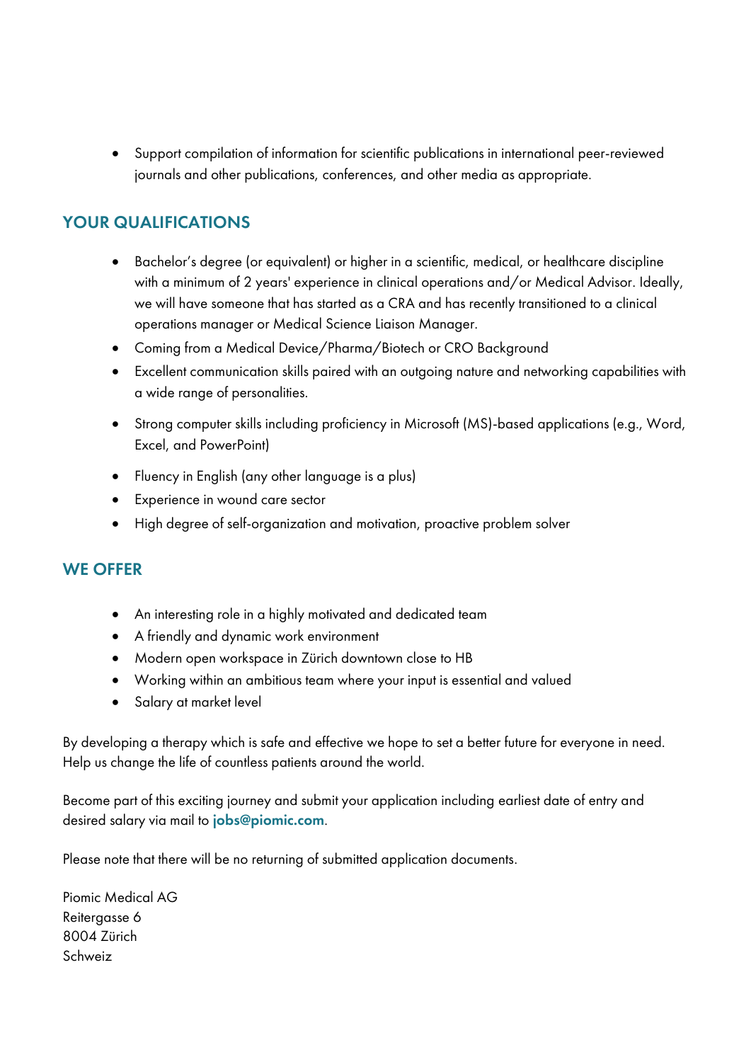- Support compilation of information for scientific publications in international peer-reviewed journals and other publications, conferences, and other media as appropriate.

## YOUR QUALIFICATIONS

- Bachelor's degree (or equivalent) or higher in a scientific, medical, or healthcare discipline with a minimum of 2 years' experience in clinical operations and/or Medical Advisor. Ideally, we will have someone that has started as a CRA and has recently transitioned to a clinical operations manager or Medical Science Liaison Manager.
- Coming from a Medical Device/Pharma/Biotech or CRO Background
- Excellent communication skills paired with an outgoing nature and networking capabilities with a wide range of personalities.
- Strong computer skills including proficiency in Microsoft (MS)-based applications (e.g., Word, Excel, and PowerPoint)
- Fluency in English (any other language is a plus)
- Experience in wound care sector
- High degree of self-organization and motivation, proactive problem solver

## WE OFFER

- An interesting role in a highly motivated and dedicated team
- A friendly and dynamic work environment
- Modern open workspace in Zürich downtown close to HB
- Working within an ambitious team where your input is essential and valued
- Salary at market level

By developing a therapy which is safe and effective we hope to set a better future for everyone in need. Help us change the life of countless patients around the world.

Become part of this exciting journey and submit your application including earliest date of entry and desired salary via mail to **jobs@piomic.com**.

Please note that there will be no returning of submitted application documents.

Piomic Medical AG
Reitergasse 6
8004 Zürich
Schweiz